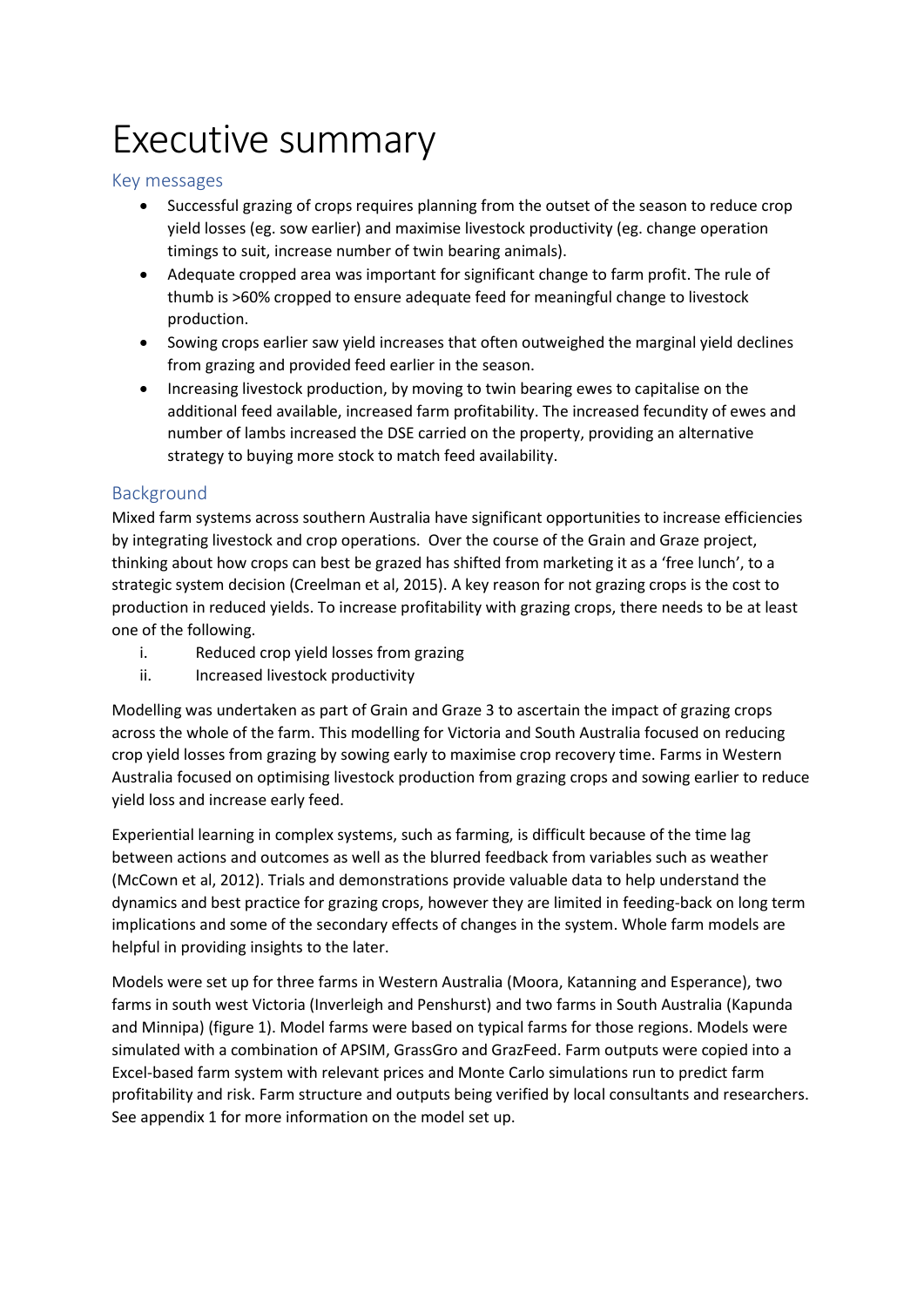# Executive summary

## Key messages

- Successful grazing of crops requires planning from the outset of the season to reduce crop yield losses (eg. sow earlier) and maximise livestock productivity (eg. change operation timings to suit, increase number of twin bearing animals).
- Adequate cropped area was important for significant change to farm profit. The rule of thumb is >60% cropped to ensure adequate feed for meaningful change to livestock production.
- Sowing crops earlier saw yield increases that often outweighed the marginal yield declines from grazing and provided feed earlier in the season.
- Increasing livestock production, by moving to twin bearing ewes to capitalise on the additional feed available, increased farm profitability. The increased fecundity of ewes and number of lambs increased the DSE carried on the property, providing an alternative strategy to buying more stock to match feed availability.

## Background

Mixed farm systems across southern Australia have significant opportunities to increase efficiencies by integrating livestock and crop operations. Over the course of the Grain and Graze project, thinking about how crops can best be grazed has shifted from marketing it as a 'free lunch', to a strategic system decision (Creelman et al, 2015). A key reason for not grazing crops is the cost to production in reduced yields. To increase profitability with grazing crops, there needs to be at least one of the following.

i. Reduced crop yield losses from grazing
ii. Increased livestock productivity

Modelling was undertaken as part of Grain and Graze 3 to ascertain the impact of grazing crops across the whole of the farm. This modelling for Victoria and South Australia focused on reducing crop yield losses from grazing by sowing early to maximise crop recovery time. Farms in Western Australia focused on optimising livestock production from grazing crops and sowing earlier to reduce yield loss and increase early feed.

Experiential learning in complex systems, such as farming, is difficult because of the time lag between actions and outcomes as well as the blurred feedback from variables such as weather (McCown et al, 2012). Trials and demonstrations provide valuable data to help understand the dynamics and best practice for grazing crops, however they are limited in feeding-back on long term implications and some of the secondary effects of changes in the system. Whole farm models are helpful in providing insights to the later.

Models were set up for three farms in Western Australia (Moora, Katanning and Esperance), two farms in south west Victoria (Inverleigh and Penshurst) and two farms in South Australia (Kapunda and Minnipa) (figure 1). Model farms were based on typical farms for those regions. Models were simulated with a combination of APSIM, GrassGro and GrazFeed. Farm outputs were copied into a Excel-based farm system with relevant prices and Monte Carlo simulations run to predict farm profitability and risk. Farm structure and outputs being verified by local consultants and researchers. See appendix 1 for more information on the model set up.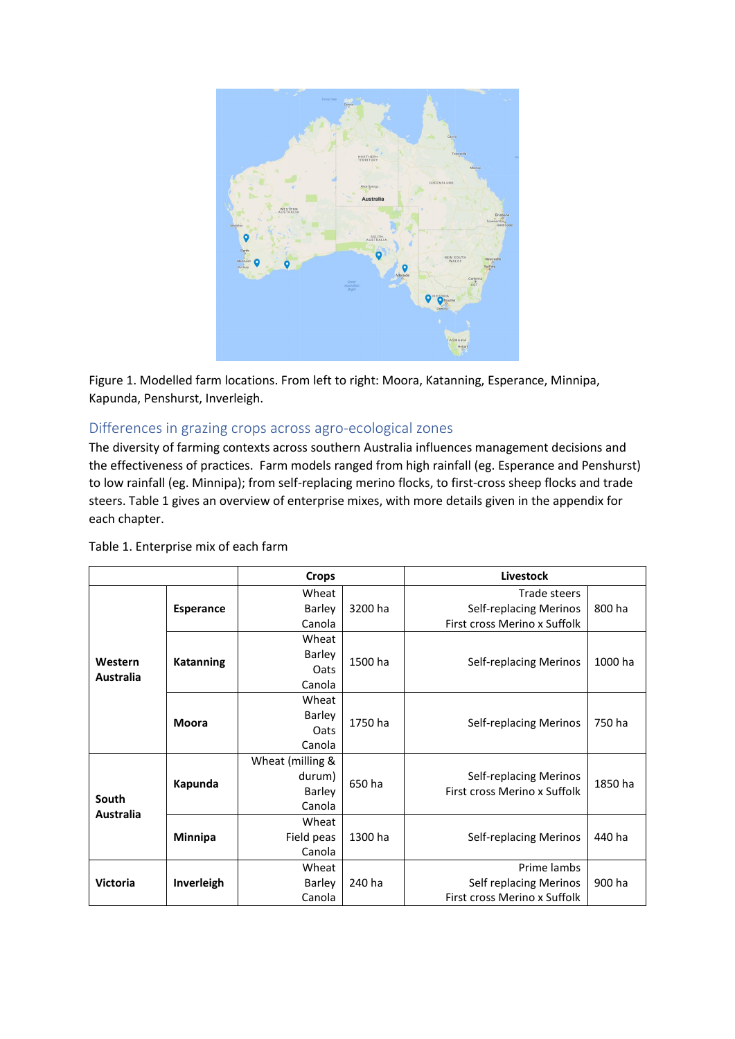Figure 1. Modelled farm locations. From left to right: Moora, Katanning, Esperance, Minnipa, Kapunda, Penshurst, Inverleigh.

## Differences in grazing crops across agro-ecological zones

The diversity of farming contexts across southern Australia influences management decisions and the effectiveness of practices. Farm models ranged from high rainfall (eg. Esperance and Penshurst) to low rainfall (eg. Minnipa); from self-replacing merino flocks, to first-cross sheep flocks and trade steers. Table 1 gives an overview of enterprise mixes, with more details given in the appendix for each chapter.

Table 1. Enterprise mix of each farm

| | | Crops | | Livestock | |
|---|---|---|---|---|---|
| **Western Australia** | **Esperance** | Wheat<br>Barley<br>Canola | 3200 ha | Trade steers<br>Self-replacing Merinos<br>First cross Merino x Suffolk | 800 ha |
| | **Katanning** | Wheat<br>Barley<br>Oats<br>Canola | 1500 ha | Self-replacing Merinos | 1000 ha |
| | **Moora** | Wheat<br>Barley<br>Oats<br>Canola | 1750 ha | Self-replacing Merinos | 750 ha |
| **South Australia** | **Kapunda** | Wheat (milling & durum)<br>Barley<br>Canola | 650 ha | Self-replacing Merinos<br>First cross Merino x Suffolk | 1850 ha |
| | **Minnipa** | Wheat<br>Field peas<br>Canola | 1300 ha | Self-replacing Merinos | 440 ha |
| **Victoria** | **Inverleigh** | Wheat<br>Barley<br>Canola | 240 ha | Prime lambs<br>Self replacing Merinos<br>First cross Merino x Suffolk | 900 ha |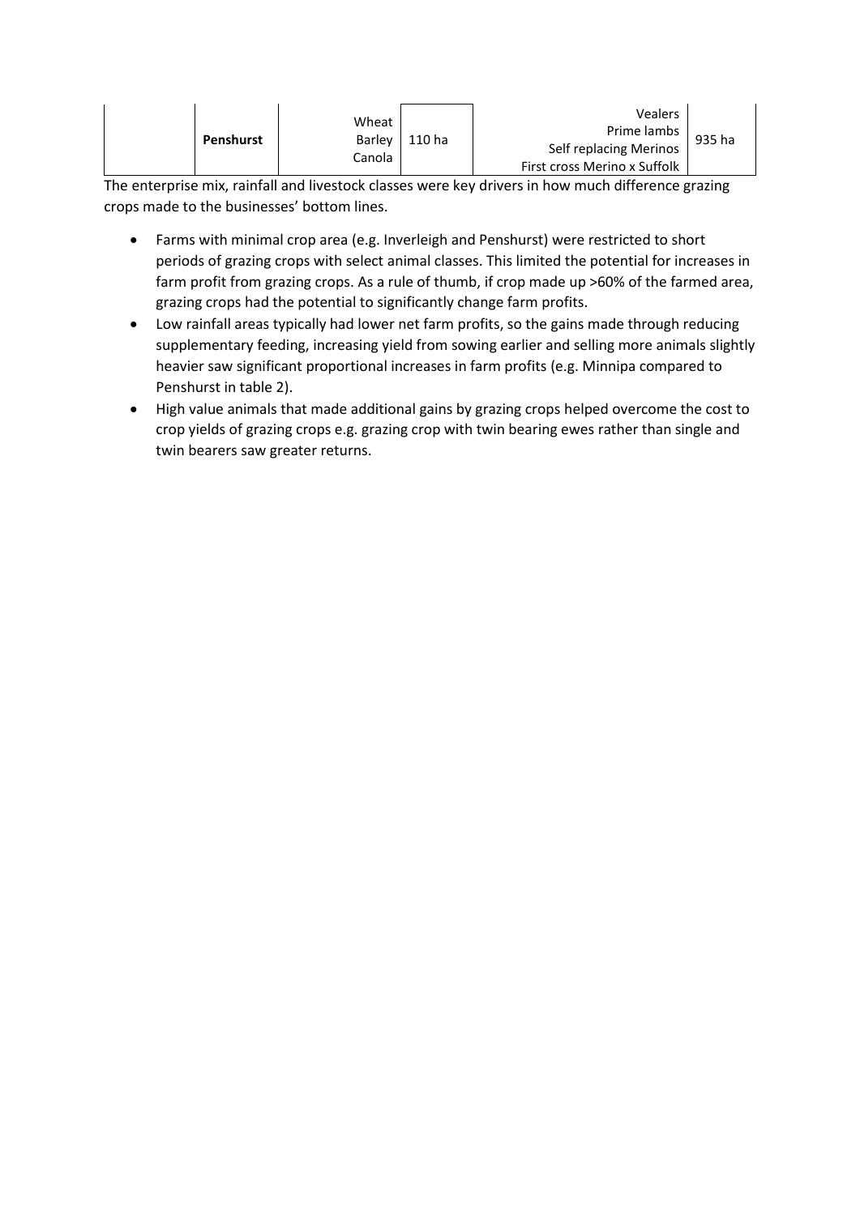|  | Penshurst | Wheat<br>Barley<br>Canola | 110 ha | Vealers<br>Prime lambs<br>Self replacing Merinos<br>First cross Merino x Suffolk | 935 ha |
|---|---|---|---|---|---|

The enterprise mix, rainfall and livestock classes were key drivers in how much difference grazing crops made to the businesses' bottom lines.

- Farms with minimal crop area (e.g. Inverleigh and Penshurst) were restricted to short periods of grazing crops with select animal classes. This limited the potential for increases in farm profit from grazing crops. As a rule of thumb, if crop made up >60% of the farmed area, grazing crops had the potential to significantly change farm profits.
- Low rainfall areas typically had lower net farm profits, so the gains made through reducing supplementary feeding, increasing yield from sowing earlier and selling more animals slightly heavier saw significant proportional increases in farm profits (e.g. Minnipa compared to Penshurst in table 2).
- High value animals that made additional gains by grazing crops helped overcome the cost to crop yields of grazing crops e.g. grazing crop with twin bearing ewes rather than single and twin bearers saw greater returns.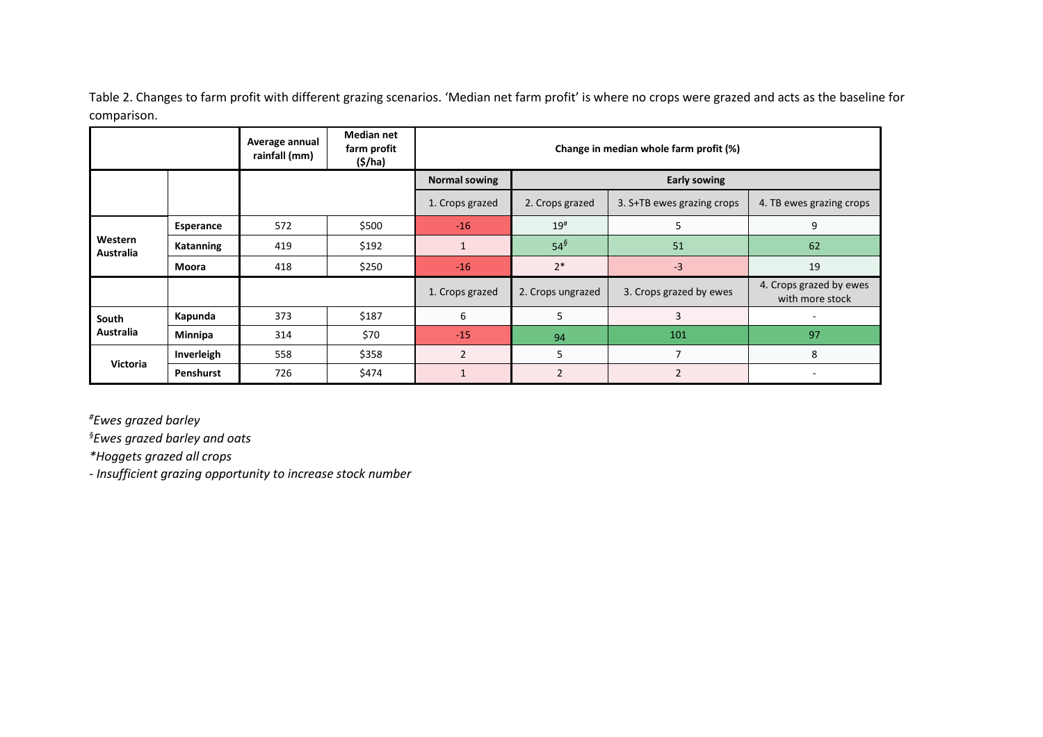Table 2. Changes to farm profit with different grazing scenarios. 'Median net farm profit' is where no crops were grazed and acts as the baseline for comparison.

| | | Average annual rainfall (mm) | Median net farm profit ($/ha) | Change in median whole farm profit (%) | | | |
|---|---|---|---|---|---|---|---|
| | | | | Normal sowing | Early sowing | | |
| | | | | 1. Crops grazed | 2. Crops grazed | 3. S+TB ewes grazing crops | 4. TB ewes grazing crops |
| Western Australia | Esperance | 572 | $500 | -16 | 19[#] | 5 | 9 |
| | Katanning | 419 | $192 | 1 | 54[§] | 51 | 62 |
| | Moora | 418 | $250 | -16 | 2* | -3 | 19 |
| | | | | 1. Crops grazed | 2. Crops ungrazed | 3. Crops grazed by ewes | 4. Crops grazed by ewes with more stock |
| South Australia | Kapunda | 373 | $187 | 6 | 5 | 3 | - |
| | Minnipa | 314 | $70 | -15 | 94 | 101 | 97 |
| Victoria | Inverleigh | 558 | $358 | 2 | 5 | 7 | 8 |
| | Penshurst | 726 | $474 | 1 | 2 | 2 | - |

*[#]Ewes grazed barley*

*[§]Ewes grazed barley and oats*

*Hoggets grazed all crops

*- Insufficient grazing opportunity to increase stock number*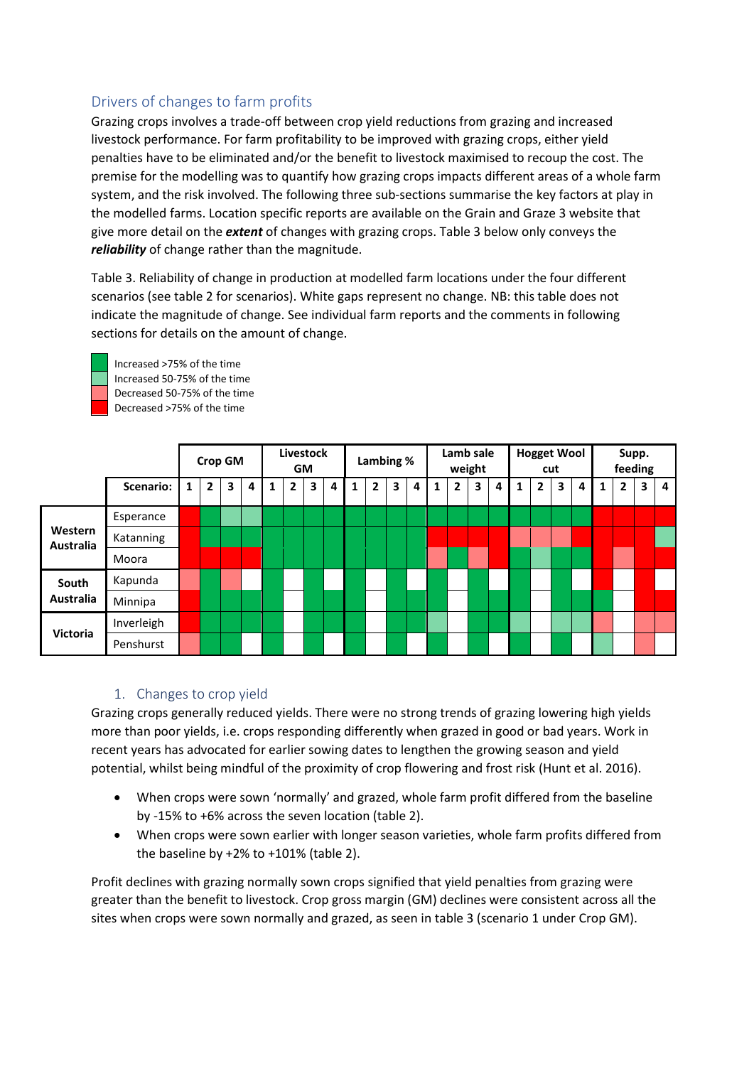## Drivers of changes to farm profits

Grazing crops involves a trade-off between crop yield reductions from grazing and increased livestock performance. For farm profitability to be improved with grazing crops, either yield penalties have to be eliminated and/or the benefit to livestock maximised to recoup the cost. The premise for the modelling was to quantify how grazing crops impacts different areas of a whole farm system, and the risk involved. The following three sub-sections summarise the key factors at play in the modelled farms. Location specific reports are available on the Grain and Graze 3 website that give more detail on the ***extent*** of changes with grazing crops. Table 3 below only conveys the ***reliability*** of change rather than the magnitude.

Table 3. Reliability of change in production at modelled farm locations under the four different scenarios (see table 2 for scenarios). White gaps represent no change. NB: this table does not indicate the magnitude of change. See individual farm reports and the comments in following sections for details on the amount of change.

- ++ (dark green): Increased >75% of the time
- + (light green): Increased 50-75% of the time
- − (light red): Decreased 50-75% of the time
- −− (dark red): Decreased >75% of the time

| | | Crop GM | | | | Livestock GM | | | | Lambing % | | | | Lamb sale weight | | | | Hogget Wool cut | | | | Supp. feeding | | | |
|---|---|---|---|---|---|---|---|---|---|---|---|---|---|---|---|---|---|---|---|---|---|---|---|---|---|
| | **Scenario:** | **1** | **2** | **3** | **4** | **1** | **2** | **3** | **4** | **1** | **2** | **3** | **4** | **1** | **2** | **3** | **4** | **1** | **2** | **3** | **4** | **1** | **2** | **3** | **4** |
| **Western Australia** | Esperance | −− | ++ | + | + | ++ | ++ | ++ | ++ | ++ | ++ | ++ | ++ | ++ | ++ | ++ | ++ | ++ | ++ | ++ | ++ | −− | −− | −− | −− |
| | Katanning | −− | ++ | ++ | ++ | ++ | ++ | ++ | ++ | ++ | ++ | ++ | ++ | −− | −− | −− | −− | − | − | − | −− | −− | −− | −− | + |
| | Moora | −− | −− | −− | −− | ++ | ++ | ++ | ++ | ++ | ++ | ++ | ++ | − | ++ | − | −− | ++ | + | ++ | ++ | −− | − | −− | −− |
| **South Australia** | Kapunda | − | ++ | − | | ++ | | ++ | | ++ | | ++ | | ++ | | ++ | | ++ | | ++ | | −− | | −− | |
| | Minnipa | −− | ++ | ++ | ++ | ++ | | ++ | ++ | ++ | | ++ | ++ | ++ | | ++ | ++ | ++ | | ++ | ++ | ++ | | −− | −− |
| **Victoria** | Inverleigh | −− | ++ | ++ | ++ | ++ | | ++ | ++ | ++ | | ++ | ++ | + | | ++ | ++ | + | | + | + | − | | − | − |
| | Penshurst | − | ++ | ++ | | ++ | | ++ | | ++ | | ++ | | ++ | | ++ | | ++ | | ++ | | + | | − | |

### 1. Changes to crop yield

Grazing crops generally reduced yields. There were no strong trends of grazing lowering high yields more than poor yields, i.e. crops responding differently when grazed in good or bad years. Work in recent years has advocated for earlier sowing dates to lengthen the growing season and yield potential, whilst being mindful of the proximity of crop flowering and frost risk (Hunt et al. 2016).

- When crops were sown 'normally' and grazed, whole farm profit differed from the baseline by -15% to +6% across the seven location (table 2).
- When crops were sown earlier with longer season varieties, whole farm profits differed from the baseline by +2% to +101% (table 2).

Profit declines with grazing normally sown crops signified that yield penalties from grazing were greater than the benefit to livestock. Crop gross margin (GM) declines were consistent across all the sites when crops were sown normally and grazed, as seen in table 3 (scenario 1 under Crop GM).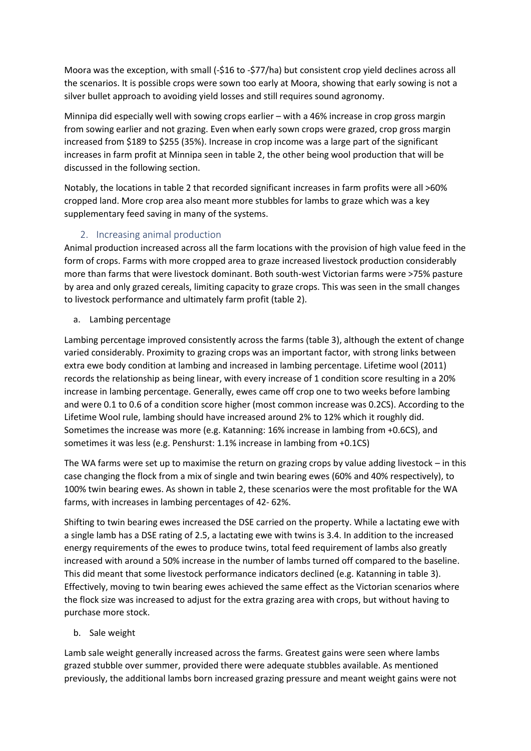Moora was the exception, with small (-$16 to -$77/ha) but consistent crop yield declines across all the scenarios. It is possible crops were sown too early at Moora, showing that early sowing is not a silver bullet approach to avoiding yield losses and still requires sound agronomy.

Minnipa did especially well with sowing crops earlier – with a 46% increase in crop gross margin from sowing earlier and not grazing. Even when early sown crops were grazed, crop gross margin increased from $189 to $255 (35%). Increase in crop income was a large part of the significant increases in farm profit at Minnipa seen in table 2, the other being wool production that will be discussed in the following section.

Notably, the locations in table 2 that recorded significant increases in farm profits were all >60% cropped land. More crop area also meant more stubbles for lambs to graze which was a key supplementary feed saving in many of the systems.

## 2. Increasing animal production

Animal production increased across all the farm locations with the provision of high value feed in the form of crops. Farms with more cropped area to graze increased livestock production considerably more than farms that were livestock dominant. Both south-west Victorian farms were >75% pasture by area and only grazed cereals, limiting capacity to graze crops. This was seen in the small changes to livestock performance and ultimately farm profit (table 2).

### a. Lambing percentage

Lambing percentage improved consistently across the farms (table 3), although the extent of change varied considerably. Proximity to grazing crops was an important factor, with strong links between extra ewe body condition at lambing and increased in lambing percentage. Lifetime wool (2011) records the relationship as being linear, with every increase of 1 condition score resulting in a 20% increase in lambing percentage. Generally, ewes came off crop one to two weeks before lambing and were 0.1 to 0.6 of a condition score higher (most common increase was 0.2CS). According to the Lifetime Wool rule, lambing should have increased around 2% to 12% which it roughly did. Sometimes the increase was more (e.g. Katanning: 16% increase in lambing from +0.6CS), and sometimes it was less (e.g. Penshurst: 1.1% increase in lambing from +0.1CS)

The WA farms were set up to maximise the return on grazing crops by value adding livestock – in this case changing the flock from a mix of single and twin bearing ewes (60% and 40% respectively), to 100% twin bearing ewes. As shown in table 2, these scenarios were the most profitable for the WA farms, with increases in lambing percentages of 42- 62%.

Shifting to twin bearing ewes increased the DSE carried on the property. While a lactating ewe with a single lamb has a DSE rating of 2.5, a lactating ewe with twins is 3.4. In addition to the increased energy requirements of the ewes to produce twins, total feed requirement of lambs also greatly increased with around a 50% increase in the number of lambs turned off compared to the baseline. This did meant that some livestock performance indicators declined (e.g. Katanning in table 3). Effectively, moving to twin bearing ewes achieved the same effect as the Victorian scenarios where the flock size was increased to adjust for the extra grazing area with crops, but without having to purchase more stock.

### b. Sale weight

Lamb sale weight generally increased across the farms. Greatest gains were seen where lambs grazed stubble over summer, provided there were adequate stubbles available. As mentioned previously, the additional lambs born increased grazing pressure and meant weight gains were not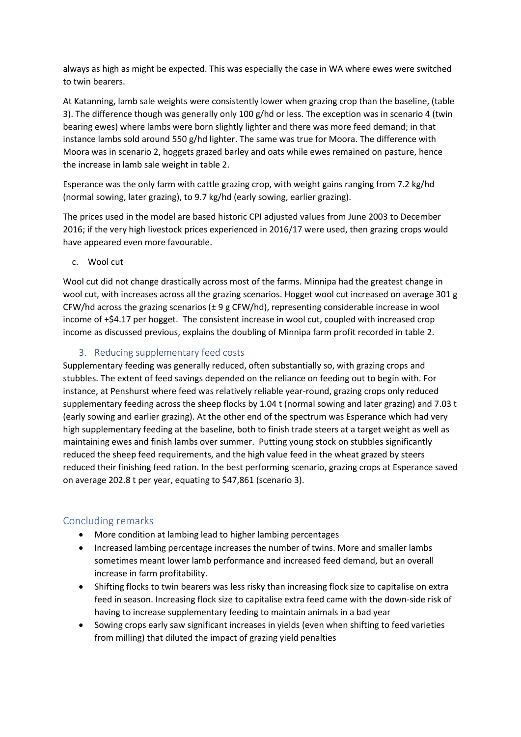always as high as might be expected. This was especially the case in WA where ewes were switched to twin bearers.

At Katanning, lamb sale weights were consistently lower when grazing crop than the baseline, (table 3). The difference though was generally only 100 g/hd or less. The exception was in scenario 4 (twin bearing ewes) where lambs were born slightly lighter and there was more feed demand; in that instance lambs sold around 550 g/hd lighter. The same was true for Moora. The difference with Moora was in scenario 2, hoggets grazed barley and oats while ewes remained on pasture, hence the increase in lamb sale weight in table 2.

Esperance was the only farm with cattle grazing crop, with weight gains ranging from 7.2 kg/hd (normal sowing, later grazing), to 9.7 kg/hd (early sowing, earlier grazing).

The prices used in the model are based historic CPI adjusted values from June 2003 to December 2016; if the very high livestock prices experienced in 2016/17 were used, then grazing crops would have appeared even more favourable.

c. Wool cut

Wool cut did not change drastically across most of the farms. Minnipa had the greatest change in wool cut, with increases across all the grazing scenarios. Hogget wool cut increased on average 301 g CFW/hd across the grazing scenarios (± 9 g CFW/hd), representing considerable increase in wool income of +$4.17 per hogget. The consistent increase in wool cut, coupled with increased crop income as discussed previous, explains the doubling of Minnipa farm profit recorded in table 2.

### 3. Reducing supplementary feed costs

Supplementary feeding was generally reduced, often substantially so, with grazing crops and stubbles. The extent of feed savings depended on the reliance on feeding out to begin with. For instance, at Penshurst where feed was relatively reliable year-round, grazing crops only reduced supplementary feeding across the sheep flocks by 1.04 t (normal sowing and later grazing) and 7.03 t (early sowing and earlier grazing). At the other end of the spectrum was Esperance which had very high supplementary feeding at the baseline, both to finish trade steers at a target weight as well as maintaining ewes and finish lambs over summer. Putting young stock on stubbles significantly reduced the sheep feed requirements, and the high value feed in the wheat grazed by steers reduced their finishing feed ration. In the best performing scenario, grazing crops at Esperance saved on average 202.8 t per year, equating to $47,861 (scenario 3).

## Concluding remarks

- More condition at lambing lead to higher lambing percentages
- Increased lambing percentage increases the number of twins. More and smaller lambs sometimes meant lower lamb performance and increased feed demand, but an overall increase in farm profitability.
- Shifting flocks to twin bearers was less risky than increasing flock size to capitalise on extra feed in season. Increasing flock size to capitalise extra feed came with the down-side risk of having to increase supplementary feeding to maintain animals in a bad year
- Sowing crops early saw significant increases in yields (even when shifting to feed varieties from milling) that diluted the impact of grazing yield penalties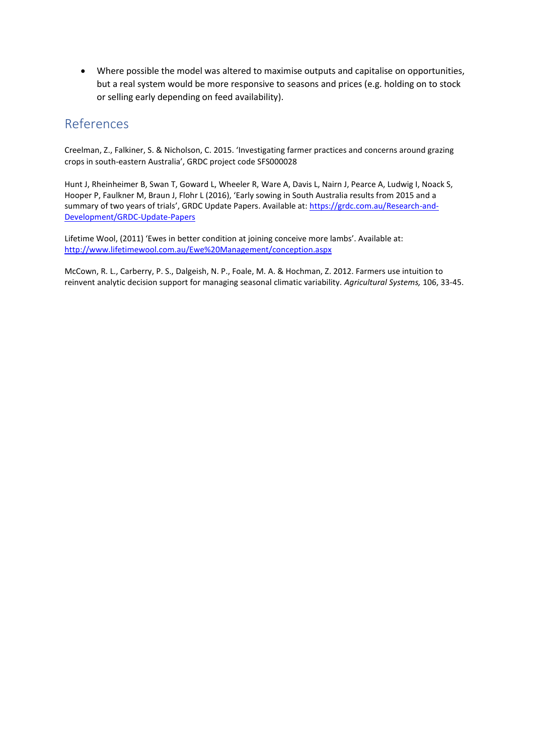- Where possible the model was altered to maximise outputs and capitalise on opportunities, but a real system would be more responsive to seasons and prices (e.g. holding on to stock or selling early depending on feed availability).

## References

Creelman, Z., Falkiner, S. & Nicholson, C. 2015. 'Investigating farmer practices and concerns around grazing crops in south-eastern Australia', GRDC project code SFS000028

Hunt J, Rheinheimer B, Swan T, Goward L, Wheeler R, Ware A, Davis L, Nairn J, Pearce A, Ludwig I, Noack S, Hooper P, Faulkner M, Braun J, Flohr L (2016), 'Early sowing in South Australia results from 2015 and a summary of two years of trials', GRDC Update Papers. Available at: [https://grdc.com.au/Research-and-Development/GRDC-Update-Papers](https://grdc.com.au/Research-and-Development/GRDC-Update-Papers)

Lifetime Wool, (2011) 'Ewes in better condition at joining conceive more lambs'. Available at: [http://www.lifetimewool.com.au/Ewe%20Management/conception.aspx](http://www.lifetimewool.com.au/Ewe%20Management/conception.aspx)

McCown, R. L., Carberry, P. S., Dalgeish, N. P., Foale, M. A. & Hochman, Z. 2012. Farmers use intuition to reinvent analytic decision support for managing seasonal climatic variability. *Agricultural Systems,* 106, 33-45.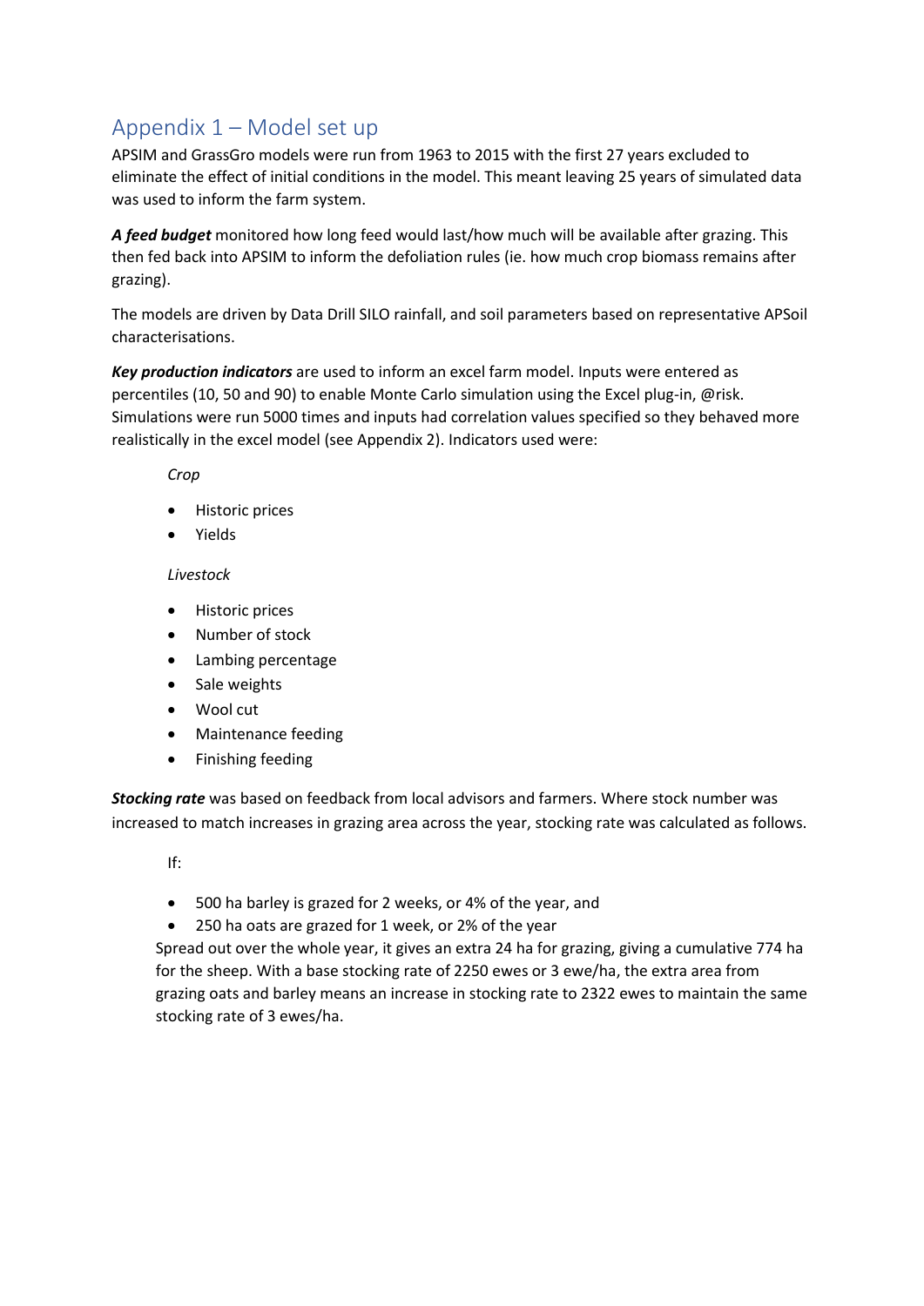## Appendix 1 – Model set up

APSIM and GrassGro models were run from 1963 to 2015 with the first 27 years excluded to eliminate the effect of initial conditions in the model. This meant leaving 25 years of simulated data was used to inform the farm system.

***A feed budget*** monitored how long feed would last/how much will be available after grazing. This then fed back into APSIM to inform the defoliation rules (ie. how much crop biomass remains after grazing).

The models are driven by Data Drill SILO rainfall, and soil parameters based on representative APSoil characterisations.

***Key production indicators*** are used to inform an excel farm model. Inputs were entered as percentiles (10, 50 and 90) to enable Monte Carlo simulation using the Excel plug-in, @risk. Simulations were run 5000 times and inputs had correlation values specified so they behaved more realistically in the excel model (see Appendix 2). Indicators used were:

*Crop*

- Historic prices
- Yields

*Livestock*

- Historic prices
- Number of stock
- Lambing percentage
- Sale weights
- Wool cut
- Maintenance feeding
- Finishing feeding

***Stocking rate*** was based on feedback from local advisors and farmers. Where stock number was increased to match increases in grazing area across the year, stocking rate was calculated as follows.

If:

- 500 ha barley is grazed for 2 weeks, or 4% of the year, and
- 250 ha oats are grazed for 1 week, or 2% of the year

Spread out over the whole year, it gives an extra 24 ha for grazing, giving a cumulative 774 ha for the sheep. With a base stocking rate of 2250 ewes or 3 ewe/ha, the extra area from grazing oats and barley means an increase in stocking rate to 2322 ewes to maintain the same stocking rate of 3 ewes/ha.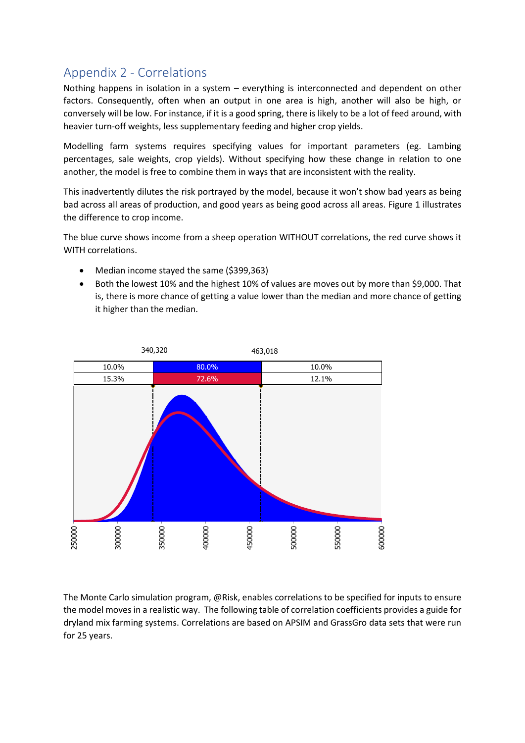## Appendix 2 - Correlations

Nothing happens in isolation in a system – everything is interconnected and dependent on other factors. Consequently, often when an output in one area is high, another will also be high, or conversely will be low. For instance, if it is a good spring, there is likely to be a lot of feed around, with heavier turn-off weights, less supplementary feeding and higher crop yields.

Modelling farm systems requires specifying values for important parameters (eg. Lambing percentages, sale weights, crop yields). Without specifying how these change in relation to one another, the model is free to combine them in ways that are inconsistent with the reality.

This inadvertently dilutes the risk portrayed by the model, because it won't show bad years as being bad across all areas of production, and good years as being good across all areas. Figure 1 illustrates the difference to crop income.

The blue curve shows income from a sheep operation WITHOUT correlations, the red curve shows it WITH correlations.

- Median income stayed the same ($399,363)
- Both the lowest 10% and the highest 10% of values are moves out by more than $9,000. That is, there is more chance of getting a value lower than the median and more chance of getting it higher than the median.

| 340,320 | | 463,018 |
|---|---|---|
| 10.0% | 80.0% | 10.0% |
| 15.3% | 72.6% | 12.1% |

The Monte Carlo simulation program, @Risk, enables correlations to be specified for inputs to ensure the model moves in a realistic way. The following table of correlation coefficients provides a guide for dryland mix farming systems. Correlations are based on APSIM and GrassGro data sets that were run for 25 years.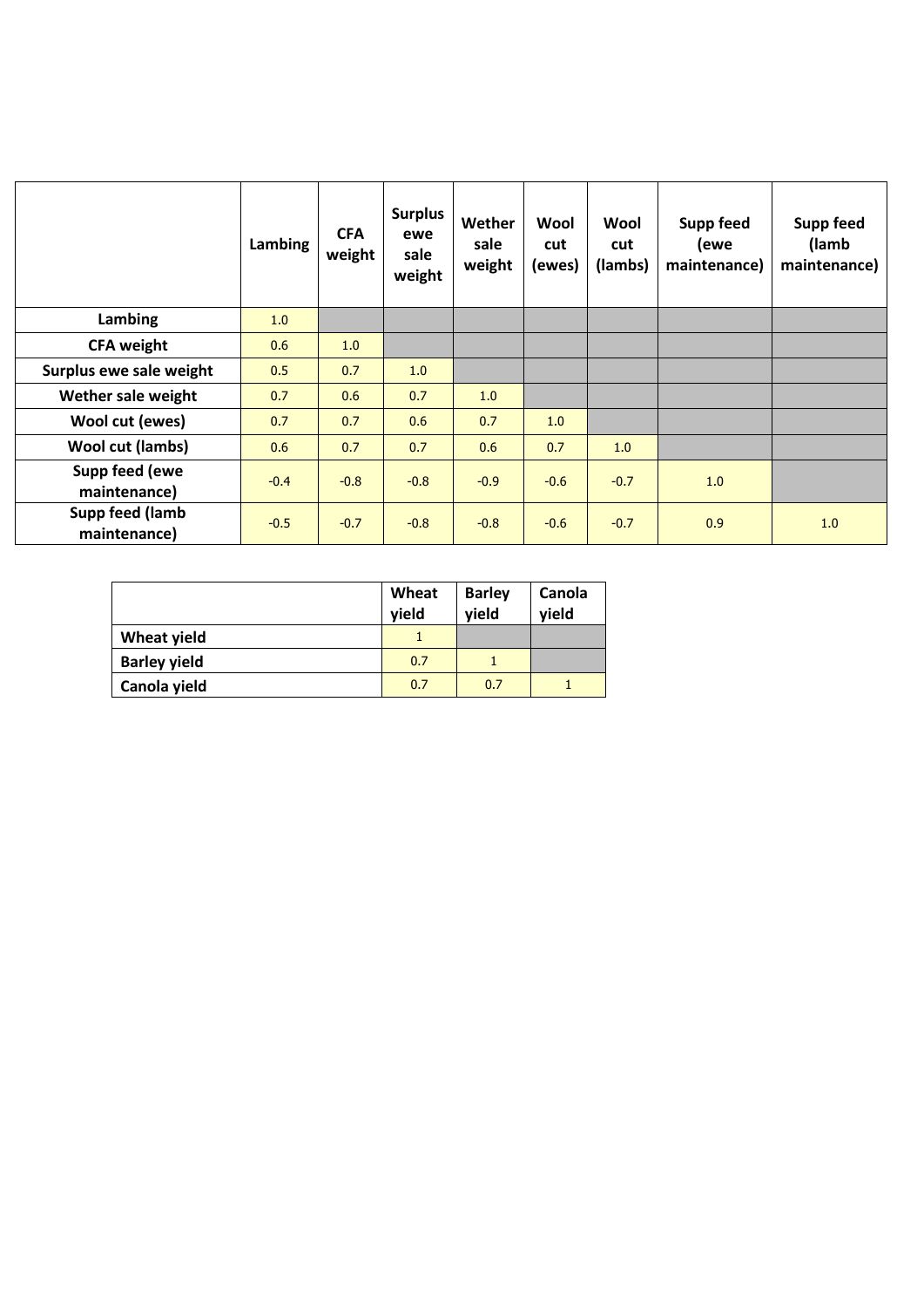| | Lambing | CFA weight | Surplus ewe sale weight | Wether sale weight | Wool cut (ewes) | Wool cut (lambs) | Supp feed (ewe maintenance) | Supp feed (lamb maintenance) |
|---|---|---|---|---|---|---|---|---|
| **Lambing** | 1.0 | | | | | | | |
| **CFA weight** | 0.6 | 1.0 | | | | | | |
| **Surplus ewe sale weight** | 0.5 | 0.7 | 1.0 | | | | | |
| **Wether sale weight** | 0.7 | 0.6 | 0.7 | 1.0 | | | | |
| **Wool cut (ewes)** | 0.7 | 0.7 | 0.6 | 0.7 | 1.0 | | | |
| **Wool cut (lambs)** | 0.6 | 0.7 | 0.7 | 0.6 | 0.7 | 1.0 | | |
| **Supp feed (ewe maintenance)** | -0.4 | -0.8 | -0.8 | -0.9 | -0.6 | -0.7 | 1.0 | |
| **Supp feed (lamb maintenance)** | -0.5 | -0.7 | -0.8 | -0.8 | -0.6 | -0.7 | 0.9 | 1.0 |

| | Wheat yield | Barley yield | Canola yield |
|---|---|---|---|
| **Wheat yield** | 1 | | |
| **Barley yield** | 0.7 | 1 | |
| **Canola yield** | 0.7 | 0.7 | 1 |